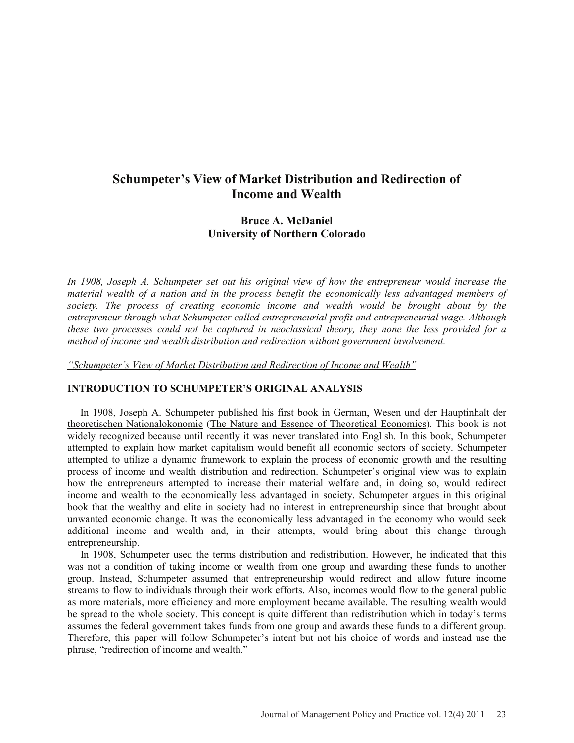# Schumpeter's View of Market Distribution and Redirection of Income and Wealth

**Bruce A. McDaniel**
**University of Northern Colorado**

*In 1908, Joseph A. Schumpeter set out his original view of how the entrepreneur would increase the material wealth of a nation and in the process benefit the economically less advantaged members of society. The process of creating economic income and wealth would be brought about by the entrepreneur through what Schumpeter called entrepreneurial profit and entrepreneurial wage. Although these two processes could not be captured in neoclassical theory, they none the less provided for a method of income and wealth distribution and redirection without government involvement.*

*"Schumpeter's View of Market Distribution and Redirection of Income and Wealth"*

## INTRODUCTION TO SCHUMPETER'S ORIGINAL ANALYSIS

In 1908, Joseph A. Schumpeter published his first book in German, Wesen und der Hauptinhalt der theoretischen Nationalokonomie (The Nature and Essence of Theoretical Economics). This book is not widely recognized because until recently it was never translated into English. In this book, Schumpeter attempted to explain how market capitalism would benefit all economic sectors of society. Schumpeter attempted to utilize a dynamic framework to explain the process of economic growth and the resulting process of income and wealth distribution and redirection. Schumpeter's original view was to explain how the entrepreneurs attempted to increase their material welfare and, in doing so, would redirect income and wealth to the economically less advantaged in society. Schumpeter argues in this original book that the wealthy and elite in society had no interest in entrepreneurship since that brought about unwanted economic change. It was the economically less advantaged in the economy who would seek additional income and wealth and, in their attempts, would bring about this change through entrepreneurship.

In 1908, Schumpeter used the terms distribution and redistribution. However, he indicated that this was not a condition of taking income or wealth from one group and awarding these funds to another group. Instead, Schumpeter assumed that entrepreneurship would redirect and allow future income streams to flow to individuals through their work efforts. Also, incomes would flow to the general public as more materials, more efficiency and more employment became available. The resulting wealth would be spread to the whole society. This concept is quite different than redistribution which in today's terms assumes the federal government takes funds from one group and awards these funds to a different group. Therefore, this paper will follow Schumpeter's intent but not his choice of words and instead use the phrase, "redirection of income and wealth."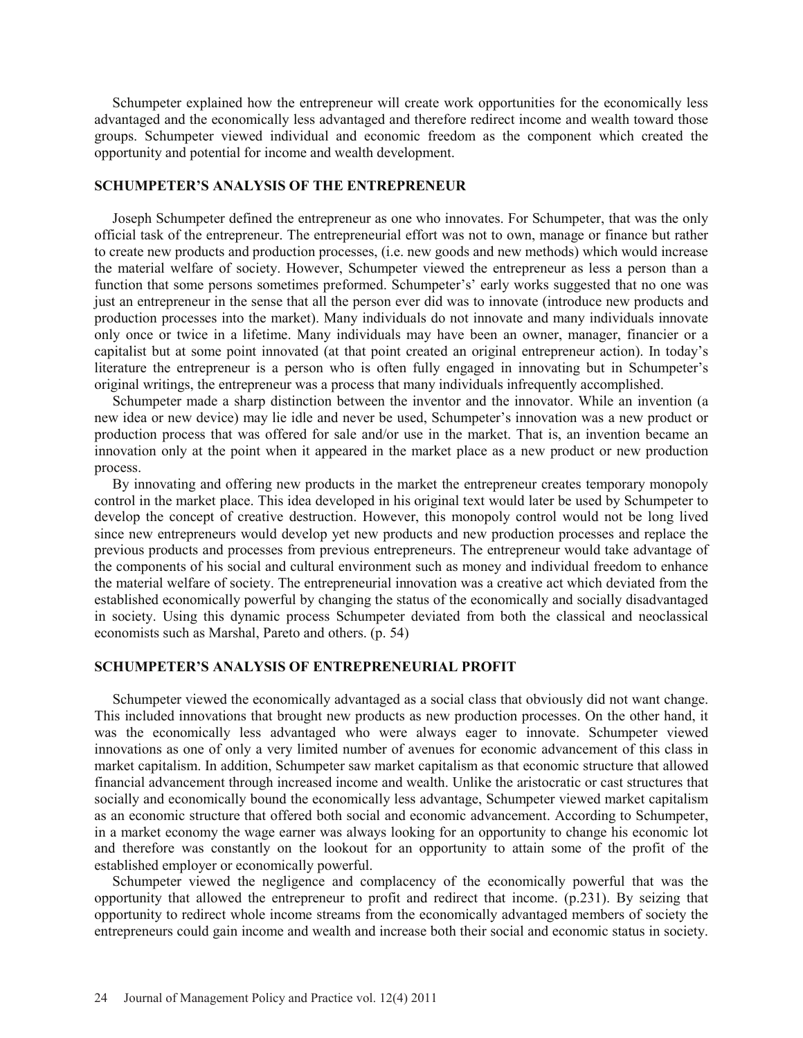Schumpeter explained how the entrepreneur will create work opportunities for the economically less advantaged and the economically less advantaged and therefore redirect income and wealth toward those groups. Schumpeter viewed individual and economic freedom as the component which created the opportunity and potential for income and wealth development.

## SCHUMPETER'S ANALYSIS OF THE ENTREPRENEUR

Joseph Schumpeter defined the entrepreneur as one who innovates. For Schumpeter, that was the only official task of the entrepreneur. The entrepreneurial effort was not to own, manage or finance but rather to create new products and production processes, (i.e. new goods and new methods) which would increase the material welfare of society. However, Schumpeter viewed the entrepreneur as less a person than a function that some persons sometimes preformed. Schumpeter's' early works suggested that no one was just an entrepreneur in the sense that all the person ever did was to innovate (introduce new products and production processes into the market). Many individuals do not innovate and many individuals innovate only once or twice in a lifetime. Many individuals may have been an owner, manager, financier or a capitalist but at some point innovated (at that point created an original entrepreneur action). In today's literature the entrepreneur is a person who is often fully engaged in innovating but in Schumpeter's original writings, the entrepreneur was a process that many individuals infrequently accomplished.

Schumpeter made a sharp distinction between the inventor and the innovator. While an invention (a new idea or new device) may lie idle and never be used, Schumpeter's innovation was a new product or production process that was offered for sale and/or use in the market. That is, an invention became an innovation only at the point when it appeared in the market place as a new product or new production process.

By innovating and offering new products in the market the entrepreneur creates temporary monopoly control in the market place. This idea developed in his original text would later be used by Schumpeter to develop the concept of creative destruction. However, this monopoly control would not be long lived since new entrepreneurs would develop yet new products and new production processes and replace the previous products and processes from previous entrepreneurs. The entrepreneur would take advantage of the components of his social and cultural environment such as money and individual freedom to enhance the material welfare of society. The entrepreneurial innovation was a creative act which deviated from the established economically powerful by changing the status of the economically and socially disadvantaged in society. Using this dynamic process Schumpeter deviated from both the classical and neoclassical economists such as Marshal, Pareto and others. (p. 54)

## SCHUMPETER'S ANALYSIS OF ENTREPRENEURIAL PROFIT

Schumpeter viewed the economically advantaged as a social class that obviously did not want change. This included innovations that brought new products as new production processes. On the other hand, it was the economically less advantaged who were always eager to innovate. Schumpeter viewed innovations as one of only a very limited number of avenues for economic advancement of this class in market capitalism. In addition, Schumpeter saw market capitalism as that economic structure that allowed financial advancement through increased income and wealth. Unlike the aristocratic or cast structures that socially and economically bound the economically less advantage, Schumpeter viewed market capitalism as an economic structure that offered both social and economic advancement. According to Schumpeter, in a market economy the wage earner was always looking for an opportunity to change his economic lot and therefore was constantly on the lookout for an opportunity to attain some of the profit of the established employer or economically powerful.

Schumpeter viewed the negligence and complacency of the economically powerful that was the opportunity that allowed the entrepreneur to profit and redirect that income. (p.231). By seizing that opportunity to redirect whole income streams from the economically advantaged members of society the entrepreneurs could gain income and wealth and increase both their social and economic status in society.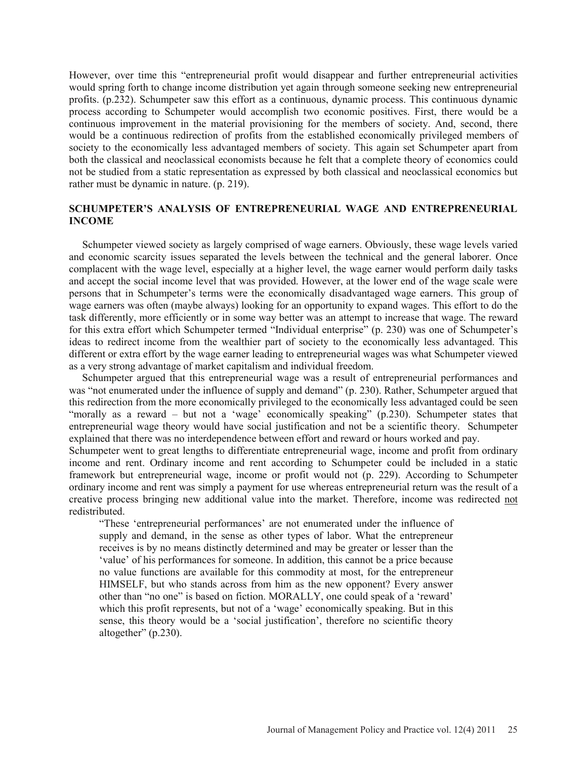However, over time this "entrepreneurial profit would disappear and further entrepreneurial activities would spring forth to change income distribution yet again through someone seeking new entrepreneurial profits. (p.232). Schumpeter saw this effort as a continuous, dynamic process. This continuous dynamic process according to Schumpeter would accomplish two economic positives. First, there would be a continuous improvement in the material provisioning for the members of society. And, second, there would be a continuous redirection of profits from the established economically privileged members of society to the economically less advantaged members of society. This again set Schumpeter apart from both the classical and neoclassical economists because he felt that a complete theory of economics could not be studied from a static representation as expressed by both classical and neoclassical economics but rather must be dynamic in nature. (p. 219).

## SCHUMPETER'S ANALYSIS OF ENTREPRENEURIAL WAGE AND ENTREPRENEURIAL INCOME

Schumpeter viewed society as largely comprised of wage earners. Obviously, these wage levels varied and economic scarcity issues separated the levels between the technical and the general laborer. Once complacent with the wage level, especially at a higher level, the wage earner would perform daily tasks and accept the social income level that was provided. However, at the lower end of the wage scale were persons that in Schumpeter's terms were the economically disadvantaged wage earners. This group of wage earners was often (maybe always) looking for an opportunity to expand wages. This effort to do the task differently, more efficiently or in some way better was an attempt to increase that wage. The reward for this extra effort which Schumpeter termed "Individual enterprise" (p. 230) was one of Schumpeter's ideas to redirect income from the wealthier part of society to the economically less advantaged. This different or extra effort by the wage earner leading to entrepreneurial wages was what Schumpeter viewed as a very strong advantage of market capitalism and individual freedom.

Schumpeter argued that this entrepreneurial wage was a result of entrepreneurial performances and was "not enumerated under the influence of supply and demand" (p. 230). Rather, Schumpeter argued that this redirection from the more economically privileged to the economically less advantaged could be seen "morally as a reward – but not a 'wage' economically speaking" (p.230). Schumpeter states that entrepreneurial wage theory would have social justification and not be a scientific theory. Schumpeter explained that there was no interdependence between effort and reward or hours worked and pay.

Schumpeter went to great lengths to differentiate entrepreneurial wage, income and profit from ordinary income and rent. Ordinary income and rent according to Schumpeter could be included in a static framework but entrepreneurial wage, income or profit would not (p. 229). According to Schumpeter ordinary income and rent was simply a payment for use whereas entrepreneurial return was the result of a creative process bringing new additional value into the market. Therefore, income was redirected <u>not</u> redistributed.

> "These 'entrepreneurial performances' are not enumerated under the influence of supply and demand, in the sense as other types of labor. What the entrepreneur receives is by no means distinctly determined and may be greater or lesser than the 'value' of his performances for someone. In addition, this cannot be a price because no value functions are available for this commodity at most, for the entrepreneur HIMSELF, but who stands across from him as the new opponent? Every answer other than "no one" is based on fiction. MORALLY, one could speak of a 'reward' which this profit represents, but not of a 'wage' economically speaking. But in this sense, this theory would be a 'social justification', therefore no scientific theory altogether" (p.230).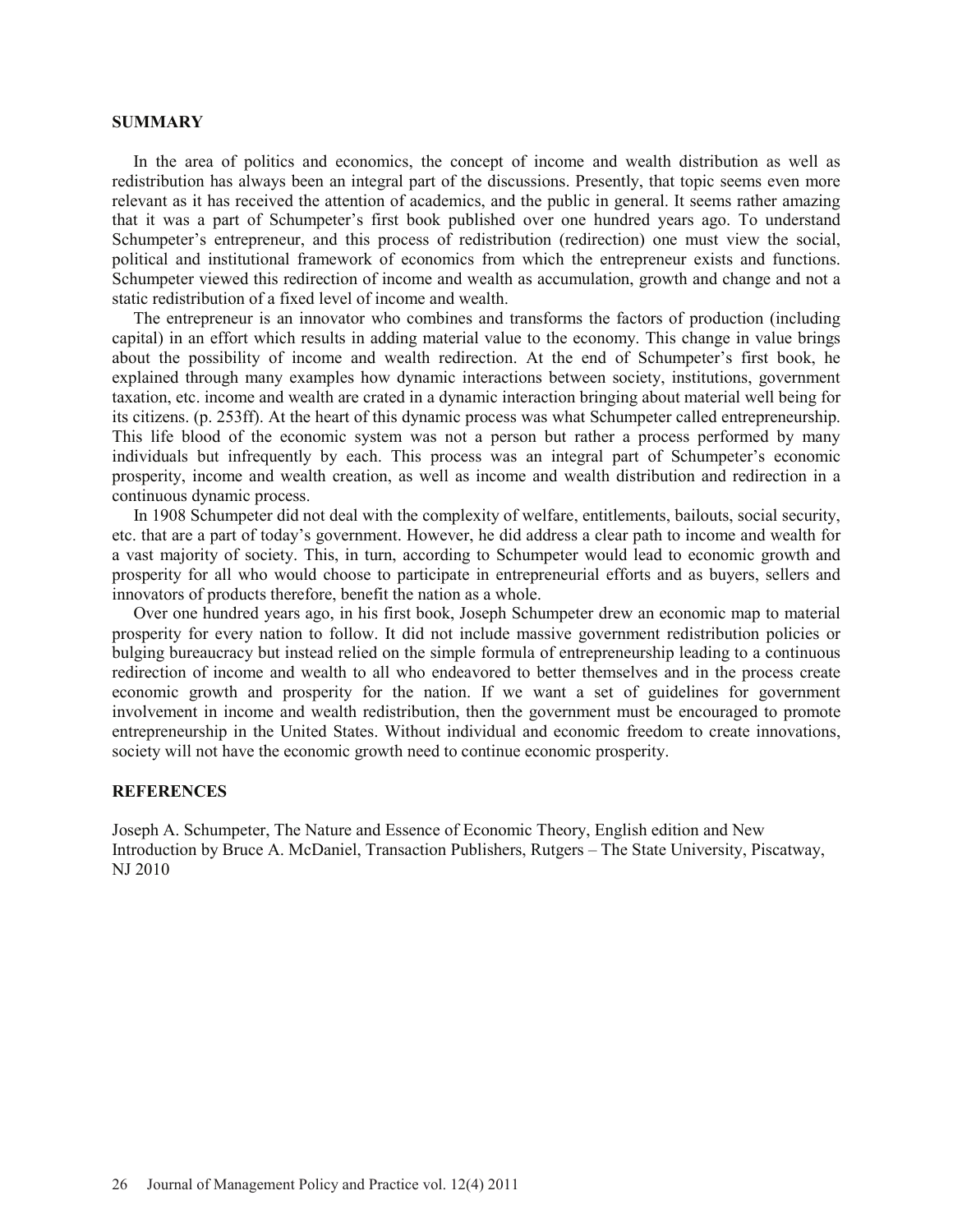## SUMMARY

In the area of politics and economics, the concept of income and wealth distribution as well as redistribution has always been an integral part of the discussions. Presently, that topic seems even more relevant as it has received the attention of academics, and the public in general. It seems rather amazing that it was a part of Schumpeter's first book published over one hundred years ago. To understand Schumpeter's entrepreneur, and this process of redistribution (redirection) one must view the social, political and institutional framework of economics from which the entrepreneur exists and functions. Schumpeter viewed this redirection of income and wealth as accumulation, growth and change and not a static redistribution of a fixed level of income and wealth.

The entrepreneur is an innovator who combines and transforms the factors of production (including capital) in an effort which results in adding material value to the economy. This change in value brings about the possibility of income and wealth redirection. At the end of Schumpeter's first book, he explained through many examples how dynamic interactions between society, institutions, government taxation, etc. income and wealth are crated in a dynamic interaction bringing about material well being for its citizens. (p. 253ff). At the heart of this dynamic process was what Schumpeter called entrepreneurship. This life blood of the economic system was not a person but rather a process performed by many individuals but infrequently by each. This process was an integral part of Schumpeter's economic prosperity, income and wealth creation, as well as income and wealth distribution and redirection in a continuous dynamic process.

In 1908 Schumpeter did not deal with the complexity of welfare, entitlements, bailouts, social security, etc. that are a part of today's government. However, he did address a clear path to income and wealth for a vast majority of society. This, in turn, according to Schumpeter would lead to economic growth and prosperity for all who would choose to participate in entrepreneurial efforts and as buyers, sellers and innovators of products therefore, benefit the nation as a whole.

Over one hundred years ago, in his first book, Joseph Schumpeter drew an economic map to material prosperity for every nation to follow. It did not include massive government redistribution policies or bulging bureaucracy but instead relied on the simple formula of entrepreneurship leading to a continuous redirection of income and wealth to all who endeavored to better themselves and in the process create economic growth and prosperity for the nation. If we want a set of guidelines for government involvement in income and wealth redistribution, then the government must be encouraged to promote entrepreneurship in the United States. Without individual and economic freedom to create innovations, society will not have the economic growth need to continue economic prosperity.

## REFERENCES

Joseph A. Schumpeter, The Nature and Essence of Economic Theory, English edition and New Introduction by Bruce A. McDaniel, Transaction Publishers, Rutgers – The State University, Piscatway, NJ 2010